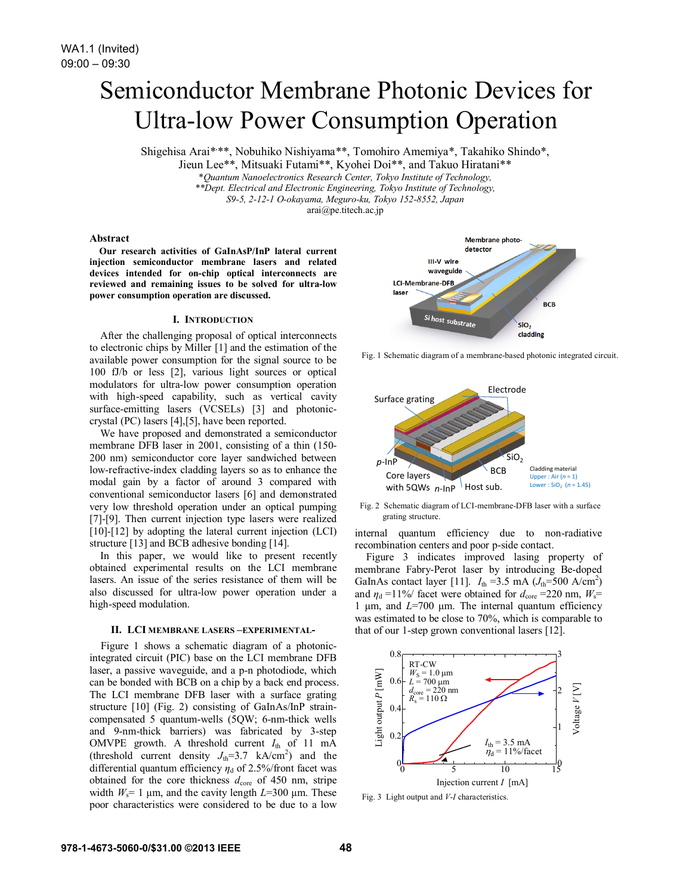WA1.1 (Invited)
09:00 – 09:30

# Semiconductor Membrane Photonic Devices for Ultra-low Power Consumption Operation

Shigehisa Arai*,**, Nobuhiko Nishiyama**, Tomohiro Amemiya*, Takahiko Shindo*, Jieun Lee**, Mitsuaki Futami**, Kyohei Doi**, and Takuo Hiratani**

*\*Quantum Nanoelectronics Research Center, Tokyo Institute of Technology,*
*\*\*Dept. Electrical and Electronic Engineering, Tokyo Institute of Technology,*
*S9-5, 2-12-1 O-okayama, Meguro-ku, Tokyo 152-8552, Japan*
arai@pe.titech.ac.jp

## Abstract

**Our research activities of GaInAsP/InP lateral current injection semiconductor membrane lasers and related devices intended for on-chip optical interconnects are reviewed and remaining issues to be solved for ultra-low power consumption operation are discussed.**

## I. Introduction

After the challenging proposal of optical interconnects to electronic chips by Miller [1] and the estimation of the available power consumption for the signal source to be 100 fJ/b or less [2], various light sources or optical modulators for ultra-low power consumption operation with high-speed capability, such as vertical cavity surface-emitting lasers (VCSELs) [3] and photonic-crystal (PC) lasers [4],[5], have been reported.

We have proposed and demonstrated a semiconductor membrane DFB laser in 2001, consisting of a thin (150-200 nm) semiconductor core layer sandwiched between low-refractive-index cladding layers so as to enhance the modal gain by a factor of around 3 compared with conventional semiconductor lasers [6] and demonstrated very low threshold operation under an optical pumping [7]-[9]. Then current injection type lasers were realized [10]-[12] by adopting the lateral current injection (LCI) structure [13] and BCB adhesive bonding [14].

In this paper, we would like to present recently obtained experimental results on the LCI membrane lasers. An issue of the series resistance of them will be also discussed for ultra-low power operation under a high-speed modulation.

## II. LCI Membrane Lasers –Experimental-

Figure 1 shows a schematic diagram of a photonic-integrated circuit (PIC) base on the LCI membrane DFB laser, and a passive waveguide, and a p-n photodiode, which can be bonded with BCB on a chip by a back end process. The LCI membrane DFB laser with a surface grating structure [10] (Fig. 2) consisting of GaInAs/InP strain-compensated 5 quantum-wells (5QW; 6-nm-thick wells and 9-nm-thick barriers) was fabricated by 3-step OMVPE growth. A threshold current $I_{th}$ of 11 mA (threshold current density $J_{th}$=3.7 kA/cm$^2$) and the differential quantum efficiency $\eta_d$ of 2.5%/front facet was obtained for the core thickness $d_{core}$ of 450 nm, stripe width $W_s$= 1 μm, and the cavity length $L$=300 μm. These poor characteristics were considered to be due to a low internal quantum efficiency due to non-radiative recombination centers and poor p-side contact.

Fig. 1 Schematic diagram of a membrane-based photonic integrated circuit.

Fig. 2 Schematic diagram of LCI-membrane-DFB laser with a surface grating structure.

Figure 3 indicates improved lasing property of membrane Fabry-Perot laser by introducing Be-doped GaInAs contact layer [11]. $I_{th}$ =3.5 mA ($J_{th}$=500 A/cm$^2$) and $\eta_d$ =11%/ facet were obtained for $d_{core}$ =220 nm, $W_s$= 1 μm, and $L$=700 μm. The internal quantum efficiency was estimated to be close to 70%, which is comparable to that of our 1-step grown conventional lasers [12].

Fig. 3 Light output and $V$-$I$ characteristics.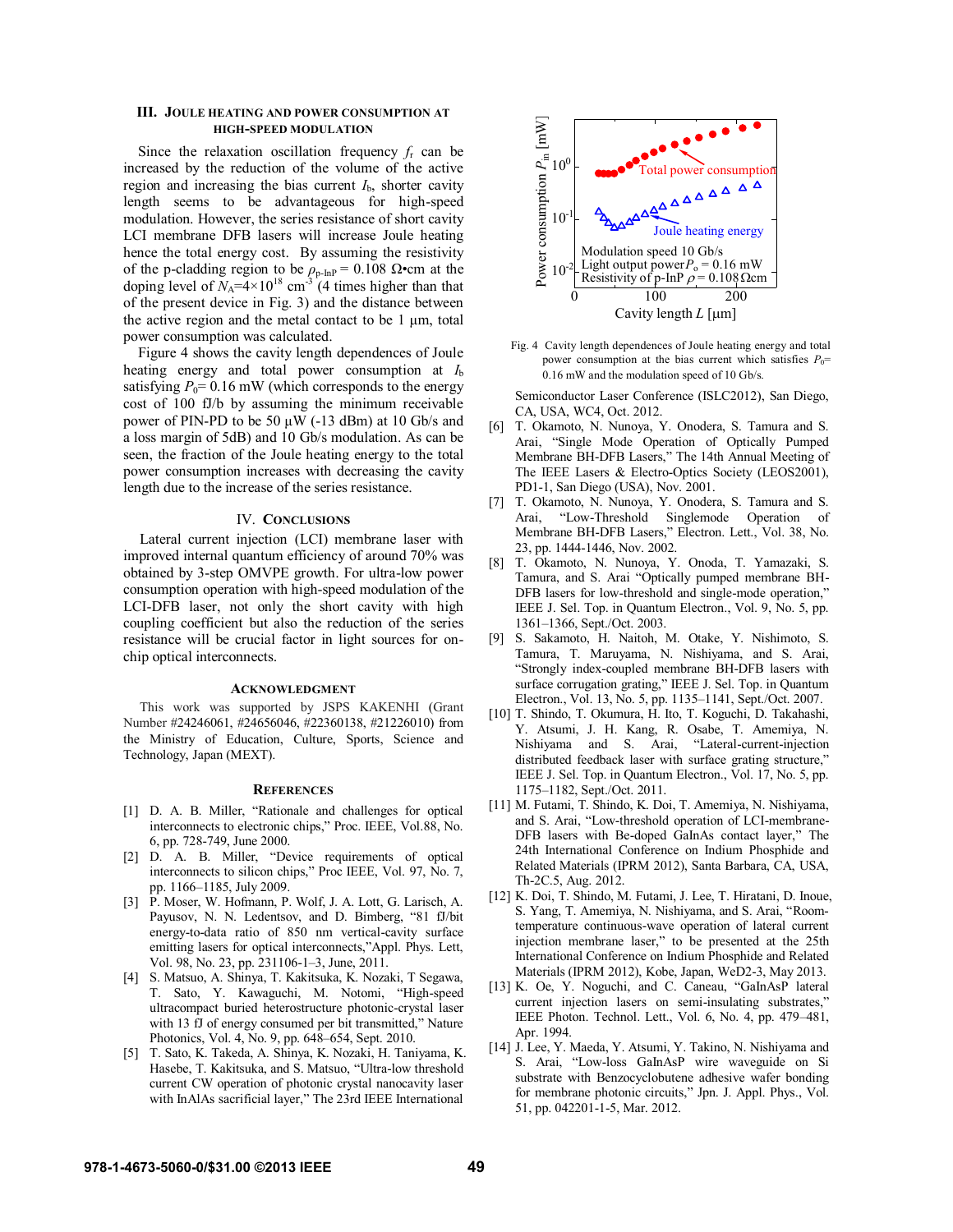## III. Joule Heating and Power Consumption at High-Speed Modulation

Since the relaxation oscillation frequency $f_r$ can be increased by the reduction of the volume of the active region and increasing the bias current $I_b$, shorter cavity length seems to be advantageous for high-speed modulation. However, the series resistance of short cavity LCI membrane DFB lasers will increase Joule heating hence the total energy cost. By assuming the resistivity of the p-cladding region to be $\rho_{p\text{-InP}} = 0.108\ \Omega\text{•cm}$ at the doping level of $N_A = 4\times10^{18}\ \text{cm}^{-3}$ (4 times higher than that of the present device in Fig. 3) and the distance between the active region and the metal contact to be 1 μm, total power consumption was calculated.

Figure 4 shows the cavity length dependences of Joule heating energy and total power consumption at $I_b$ satisfying $P_0$= 0.16 mW (which corresponds to the energy cost of 100 fJ/b by assuming the minimum receivable power of PIN-PD to be 50 μW (-13 dBm) at 10 Gb/s and a loss margin of 5dB) and 10 Gb/s modulation. As can be seen, the fraction of the Joule heating energy to the total power consumption increases with decreasing the cavity length due to the increase of the series resistance.

Power consumption $P_{in}$ [mW]

$10^0$

$10^{-1}$

$10^{-2}$

0 100 200

Cavity length $L$ [μm]

Total power consumption

Joule heating energy

Modulation speed 10 Gb/s

Light output power $P_o$ = 0.16 mW

Resistivity of p-InP $\rho$ = 0.108 Ωcm

Fig. 4 Cavity length dependences of Joule heating energy and total power consumption at the bias current which satisfies $P_0$= 0.16 mW and the modulation speed of 10 Gb/s.

## IV. Conclusions

Lateral current injection (LCI) membrane laser with improved internal quantum efficiency of around 70% was obtained by 3-step OMVPE growth. For ultra-low power consumption operation with high-speed modulation of the LCI-DFB laser, not only the short cavity with high coupling coefficient but also the reduction of the series resistance will be crucial factor in light sources for on-chip optical interconnects.

## Acknowledgment

This work was supported by JSPS KAKENHI (Grant Number #24246061, #24656046, #22360138, #21226010) from the Ministry of Education, Culture, Sports, Science and Technology, Japan (MEXT).

## References

[1] D. A. B. Miller, "Rationale and challenges for optical interconnects to electronic chips," Proc. IEEE, Vol.88, No. 6, pp. 728-749, June 2000.

[2] D. A. B. Miller, "Device requirements of optical interconnects to silicon chips," Proc IEEE, Vol. 97, No. 7, pp. 1166–1185, July 2009.

[3] P. Moser, W. Hofmann, P. Wolf, J. A. Lott, G. Larisch, A. Payusov, N. N. Ledentsov, and D. Bimberg, "81 fJ/bit energy-to-data ratio of 850 nm vertical-cavity surface emitting lasers for optical interconnects,"Appl. Phys. Lett, Vol. 98, No. 23, pp. 231106-1–3, June, 2011.

[4] S. Matsuo, A. Shinya, T. Kakitsuka, K. Nozaki, T Segawa, T. Sato, Y. Kawaguchi, M. Notomi, "High-speed ultracompact buried heterostructure photonic-crystal laser with 13 fJ of energy consumed per bit transmitted," Nature Photonics, Vol. 4, No. 9, pp. 648–654, Sept. 2010.

[5] T. Sato, K. Takeda, A. Shinya, K. Nozaki, H. Taniyama, K. Hasebe, T. Kakitsuka, and S. Matsuo, "Ultra-low threshold current CW operation of photonic crystal nanocavity laser with InAlAs sacrificial layer," The 23rd IEEE International Semiconductor Laser Conference (ISLC2012), San Diego, CA, USA, WC4, Oct. 2012.

[6] T. Okamoto, N. Nunoya, Y. Onodera, S. Tamura and S. Arai, "Single Mode Operation of Optically Pumped Membrane BH-DFB Lasers," The 14th Annual Meeting of The IEEE Lasers & Electro-Optics Society (LEOS2001), PD1-1, San Diego (USA), Nov. 2001.

[7] T. Okamoto, N. Nunoya, Y. Onodera, S. Tamura and S. Arai, "Low-Threshold Singlemode Operation of Membrane BH-DFB Lasers," Electron. Lett., Vol. 38, No. 23, pp. 1444-1446, Nov. 2002.

[8] T. Okamoto, N. Nunoya, Y. Onoda, T. Yamazaki, S. Tamura, and S. Arai "Optically pumped membrane BH-DFB lasers for low-threshold and single-mode operation," IEEE J. Sel. Top. in Quantum Electron., Vol. 9, No. 5, pp. 1361–1366, Sept./Oct. 2003.

[9] S. Sakamoto, H. Naitoh, M. Otake, Y. Nishimoto, S. Tamura, T. Maruyama, N. Nishiyama, and S. Arai, "Strongly index-coupled membrane BH-DFB lasers with surface corrugation grating," IEEE J. Sel. Top. in Quantum Electron., Vol. 13, No. 5, pp. 1135–1141, Sept./Oct. 2007.

[10] T. Shindo, T. Okumura, H. Ito, T. Koguchi, D. Takahashi, Y. Atsumi, J. H. Kang, R. Osabe, T. Amemiya, N. Nishiyama and S. Arai, "Lateral-current-injection distributed feedback laser with surface grating structure," IEEE J. Sel. Top. in Quantum Electron., Vol. 17, No. 5, pp. 1175–1182, Sept./Oct. 2011.

[11] M. Futami, T. Shindo, K. Doi, T. Amemiya, N. Nishiyama, and S. Arai, "Low-threshold operation of LCI-membrane-DFB lasers with Be-doped GaInAs contact layer," The 24th International Conference on Indium Phosphide and Related Materials (IPRM 2012), Santa Barbara, CA, USA, Th-2C.5, Aug. 2012.

[12] K. Doi, T. Shindo, M. Futami, J. Lee, T. Hiratani, D. Inoue, S. Yang, T. Amemiya, N. Nishiyama, and S. Arai, "Room-temperature continuous-wave operation of lateral current injection membrane laser," to be presented at the 25th International Conference on Indium Phosphide and Related Materials (IPRM 2012), Kobe, Japan, WeD2-3, May 2013.

[13] K. Oe, Y. Noguchi, and C. Caneau, "GaInAsP lateral current injection lasers on semi-insulating substrates," IEEE Photon. Technol. Lett., Vol. 6, No. 4, pp. 479–481, Apr. 1994.

[14] J. Lee, Y. Maeda, Y. Atsumi, Y. Takino, N. Nishiyama and S. Arai, "Low-loss GaInAsP wire waveguide on Si substrate with Benzocyclobutene adhesive wafer bonding for membrane photonic circuits," Jpn. J. Appl. Phys., Vol. 51, pp. 042201-1-5, Mar. 2012.